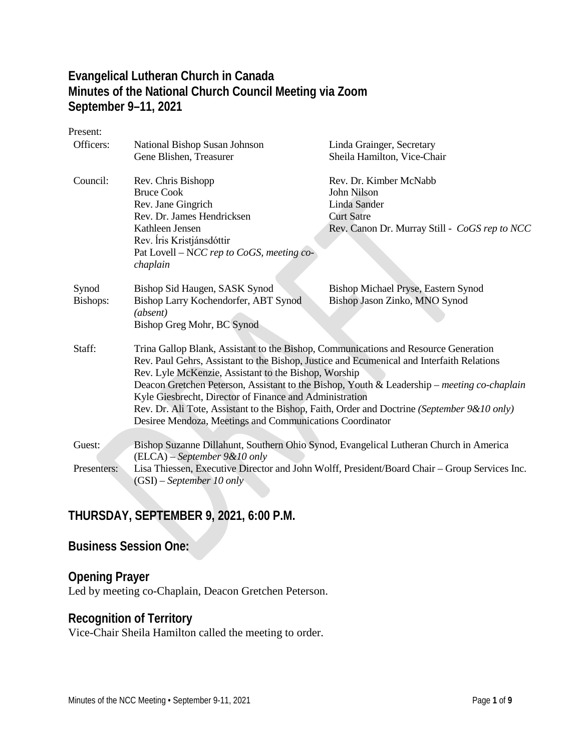# Evangelical Lutheran Church in Canada
# Minutes of the National Church Council Meeting via Zoom
# September 9–11, 2021

Present:

| | | |
|---|---|---|
| Officers: | National Bishop Susan Johnson | Linda Grainger, Secretary |
| | Gene Blishen, Treasurer | Sheila Hamilton, Vice-Chair |
| Council: | Rev. Chris Bishopp | Rev. Dr. Kimber McNabb |
| | Bruce Cook | John Nilson |
| | Rev. Jane Gingrich | Linda Sander |
| | Rev. Dr. James Hendricksen | Curt Satre |
| | Kathleen Jensen | Rev. Canon Dr. Murray Still - *CoGS rep to NCC* |
| | Rev. Íris Kristjánsdóttir | |
| | Pat Lovell – N*CC rep to CoGS, meeting co-chaplain* | |
| Synod Bishops: | Bishop Sid Haugen, SASK Synod | Bishop Michael Pryse, Eastern Synod |
| | Bishop Larry Kochendorfer, ABT Synod *(absent)* | Bishop Jason Zinko, MNO Synod |
| | Bishop Greg Mohr, BC Synod | |

Staff:
Trina Gallop Blank, Assistant to the Bishop, Communications and Resource Generation
Rev. Paul Gehrs, Assistant to the Bishop, Justice and Ecumenical and Interfaith Relations
Rev. Lyle McKenzie, Assistant to the Bishop, Worship
Deacon Gretchen Peterson, Assistant to the Bishop, Youth & Leadership – *meeting co-chaplain*
Kyle Giesbrecht, Director of Finance and Administration
Rev. Dr. Ali Tote, Assistant to the Bishop, Faith, Order and Doctrine *(September 9&10 only)*
Desiree Mendoza, Meetings and Communications Coordinator

Guest:
Bishop Suzanne Dillahunt, Southern Ohio Synod, Evangelical Lutheran Church in America (ELCA) – *September 9&10 only*

Presenters:
Lisa Thiessen, Executive Director and John Wolff, President/Board Chair – Group Services Inc. (GSI) – *September 10 only*

## THURSDAY, SEPTEMBER 9, 2021, 6:00 P.M.

## Business Session One:

## Opening Prayer

Led by meeting co-Chaplain, Deacon Gretchen Peterson.

## Recognition of Territory

Vice-Chair Sheila Hamilton called the meeting to order.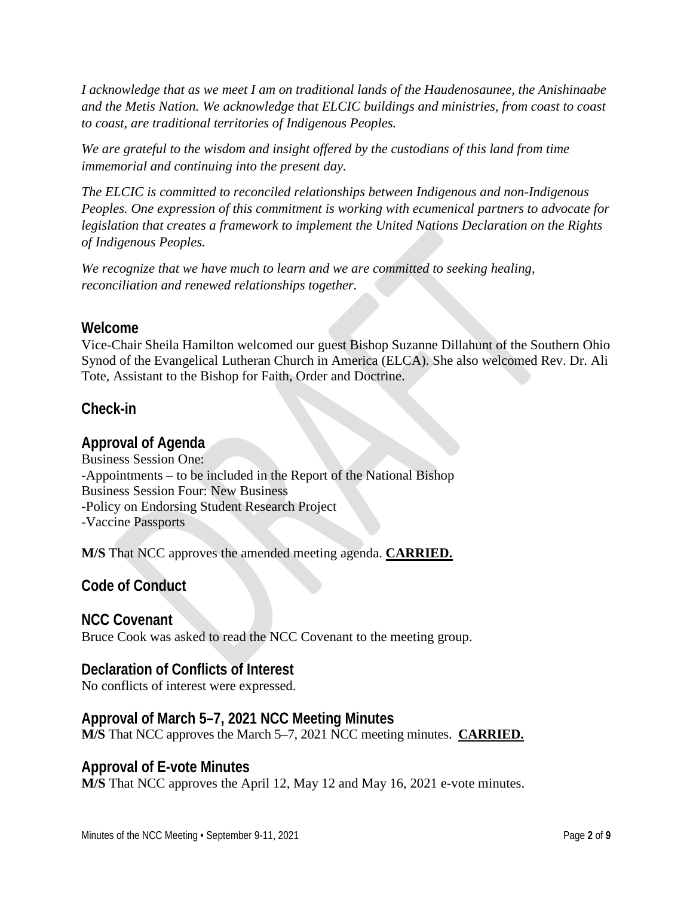*I acknowledge that as we meet I am on traditional lands of the Haudenosaunee, the Anishinaabe and the Metis Nation. We acknowledge that ELCIC buildings and ministries, from coast to coast to coast, are traditional territories of Indigenous Peoples.*

*We are grateful to the wisdom and insight offered by the custodians of this land from time immemorial and continuing into the present day.*

*The ELCIC is committed to reconciled relationships between Indigenous and non-Indigenous Peoples. One expression of this commitment is working with ecumenical partners to advocate for legislation that creates a framework to implement the United Nations Declaration on the Rights of Indigenous Peoples.*

*We recognize that we have much to learn and we are committed to seeking healing, reconciliation and renewed relationships together.*

## Welcome

Vice-Chair Sheila Hamilton welcomed our guest Bishop Suzanne Dillahunt of the Southern Ohio Synod of the Evangelical Lutheran Church in America (ELCA). She also welcomed Rev. Dr. Ali Tote, Assistant to the Bishop for Faith, Order and Doctrine.

## Check-in

## Approval of Agenda

Business Session One:
-Appointments – to be included in the Report of the National Bishop
Business Session Four: New Business
-Policy on Endorsing Student Research Project
-Vaccine Passports

**M/S** That NCC approves the amended meeting agenda. **CARRIED.**

## Code of Conduct

## NCC Covenant

Bruce Cook was asked to read the NCC Covenant to the meeting group.

## Declaration of Conflicts of Interest

No conflicts of interest were expressed.

## Approval of March 5–7, 2021 NCC Meeting Minutes

**M/S** That NCC approves the March 5–7, 2021 NCC meeting minutes. **CARRIED.**

## Approval of E-vote Minutes

**M/S** That NCC approves the April 12, May 12 and May 16, 2021 e-vote minutes.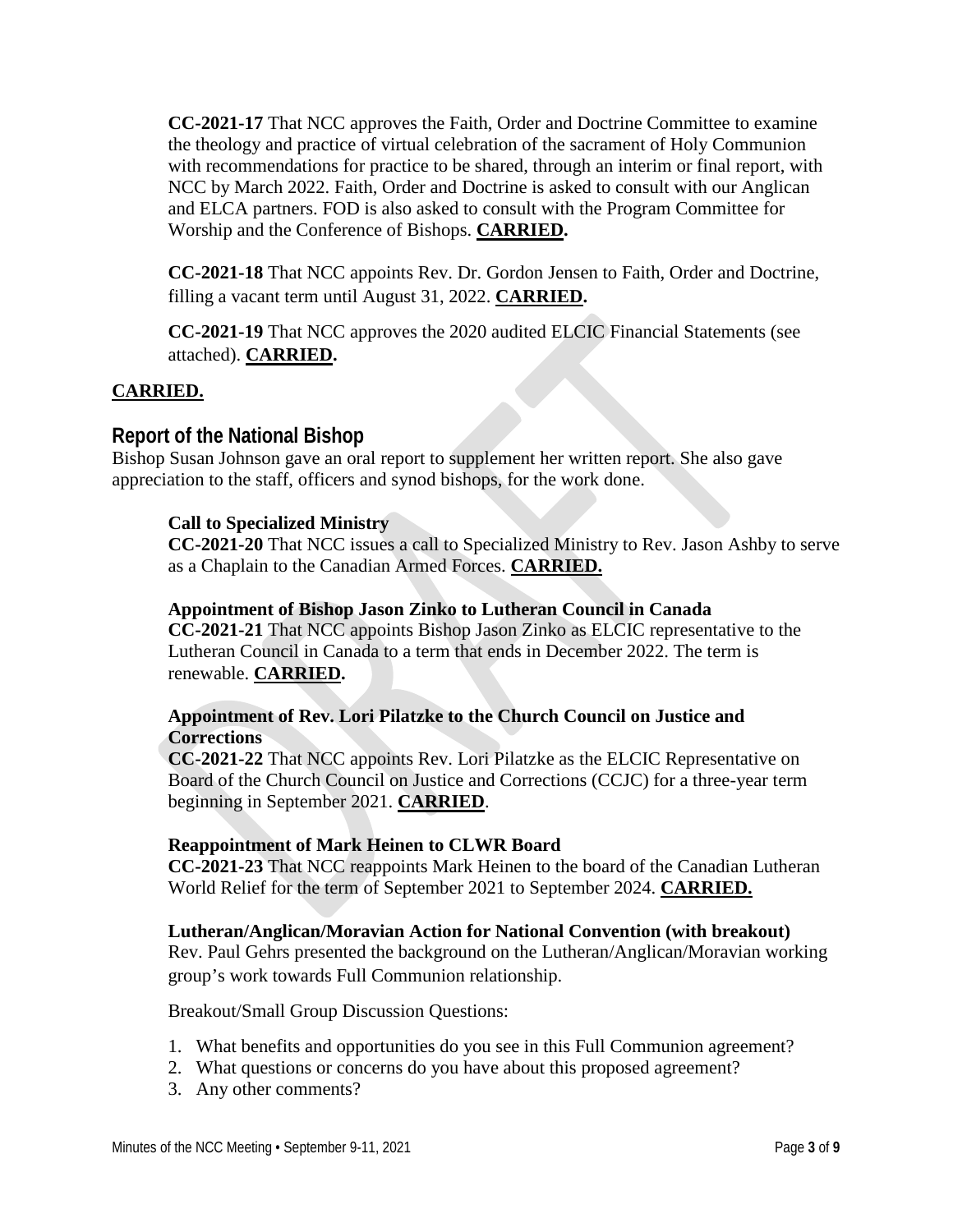**CC-2021-17** That NCC approves the Faith, Order and Doctrine Committee to examine the theology and practice of virtual celebration of the sacrament of Holy Communion with recommendations for practice to be shared, through an interim or final report, with NCC by March 2022. Faith, Order and Doctrine is asked to consult with our Anglican and ELCA partners. FOD is also asked to consult with the Program Committee for Worship and the Conference of Bishops. **CARRIED.**

**CC-2021-18** That NCC appoints Rev. Dr. Gordon Jensen to Faith, Order and Doctrine, filling a vacant term until August 31, 2022. **CARRIED.**

**CC-2021-19** That NCC approves the 2020 audited ELCIC Financial Statements (see attached). **CARRIED.**

**CARRIED.**

## Report of the National Bishop

Bishop Susan Johnson gave an oral report to supplement her written report. She also gave appreciation to the staff, officers and synod bishops, for the work done.

**Call to Specialized Ministry**

**CC-2021-20** That NCC issues a call to Specialized Ministry to Rev. Jason Ashby to serve as a Chaplain to the Canadian Armed Forces. **CARRIED.**

**Appointment of Bishop Jason Zinko to Lutheran Council in Canada**

**CC-2021-21** That NCC appoints Bishop Jason Zinko as ELCIC representative to the Lutheran Council in Canada to a term that ends in December 2022. The term is renewable. **CARRIED.**

**Appointment of Rev. Lori Pilatzke to the Church Council on Justice and Corrections**

**CC-2021-22** That NCC appoints Rev. Lori Pilatzke as the ELCIC Representative on Board of the Church Council on Justice and Corrections (CCJC) for a three-year term beginning in September 2021. **CARRIED**.

**Reappointment of Mark Heinen to CLWR Board**

**CC-2021-23** That NCC reappoints Mark Heinen to the board of the Canadian Lutheran World Relief for the term of September 2021 to September 2024. **CARRIED.**

**Lutheran/Anglican/Moravian Action for National Convention (with breakout)**

Rev. Paul Gehrs presented the background on the Lutheran/Anglican/Moravian working group's work towards Full Communion relationship.

Breakout/Small Group Discussion Questions:

1. What benefits and opportunities do you see in this Full Communion agreement?
2. What questions or concerns do you have about this proposed agreement?
3. Any other comments?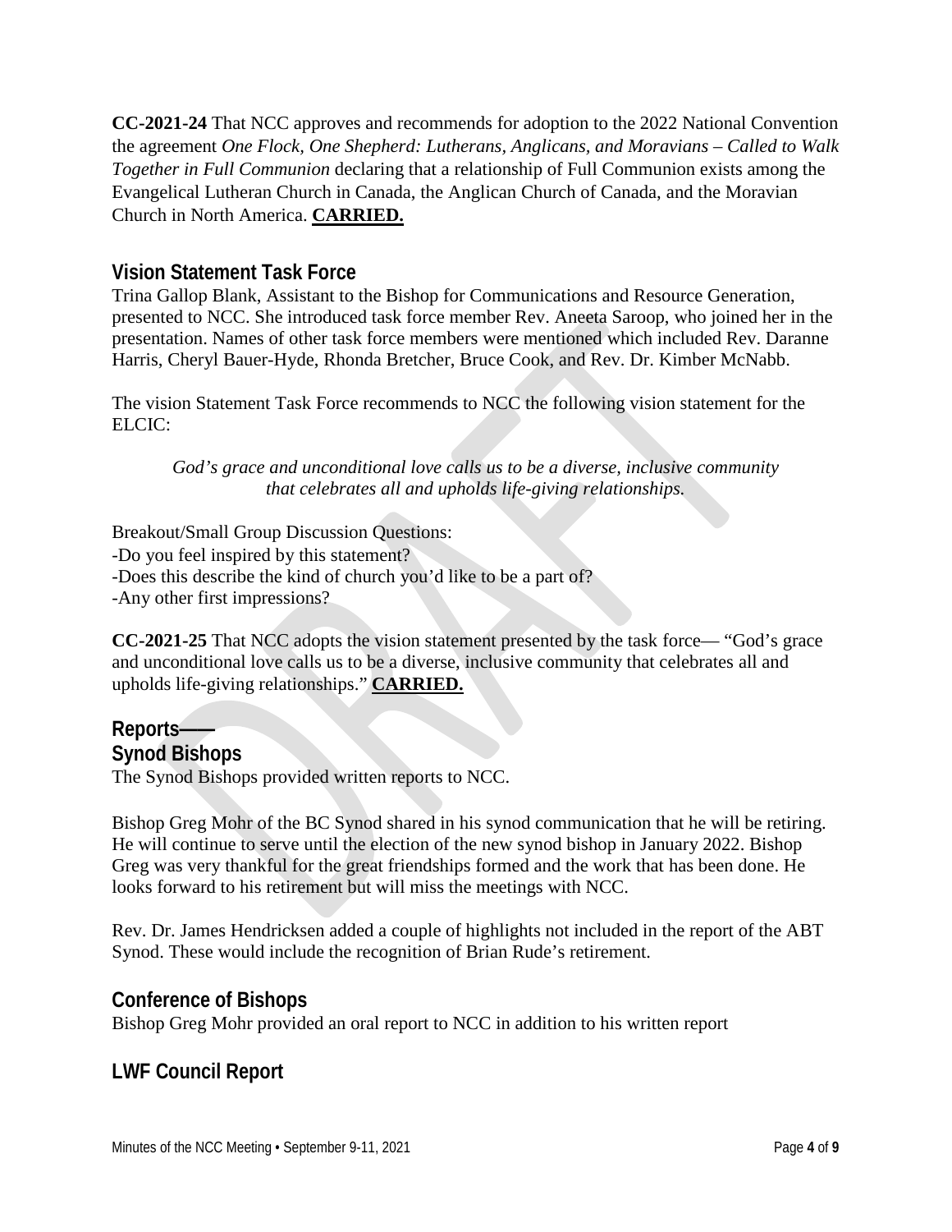**CC-2021-24** That NCC approves and recommends for adoption to the 2022 National Convention the agreement *One Flock, One Shepherd: Lutherans, Anglicans, and Moravians – Called to Walk Together in Full Communion* declaring that a relationship of Full Communion exists among the Evangelical Lutheran Church in Canada, the Anglican Church of Canada, and the Moravian Church in North America. **CARRIED.**

## Vision Statement Task Force

Trina Gallop Blank, Assistant to the Bishop for Communications and Resource Generation, presented to NCC. She introduced task force member Rev. Aneeta Saroop, who joined her in the presentation. Names of other task force members were mentioned which included Rev. Daranne Harris, Cheryl Bauer-Hyde, Rhonda Bretcher, Bruce Cook, and Rev. Dr. Kimber McNabb.

The vision Statement Task Force recommends to NCC the following vision statement for the ELCIC:

> *God's grace and unconditional love calls us to be a diverse, inclusive community that celebrates all and upholds life-giving relationships.*

Breakout/Small Group Discussion Questions:
-Do you feel inspired by this statement?
-Does this describe the kind of church you'd like to be a part of?
-Any other first impressions?

**CC-2021-25** That NCC adopts the vision statement presented by the task force— "God's grace and unconditional love calls us to be a diverse, inclusive community that celebrates all and upholds life-giving relationships." **CARRIED.**

## Reports——

## Synod Bishops

The Synod Bishops provided written reports to NCC.

Bishop Greg Mohr of the BC Synod shared in his synod communication that he will be retiring. He will continue to serve until the election of the new synod bishop in January 2022. Bishop Greg was very thankful for the great friendships formed and the work that has been done. He looks forward to his retirement but will miss the meetings with NCC.

Rev. Dr. James Hendricksen added a couple of highlights not included in the report of the ABT Synod. These would include the recognition of Brian Rude's retirement.

## Conference of Bishops

Bishop Greg Mohr provided an oral report to NCC in addition to his written report

## LWF Council Report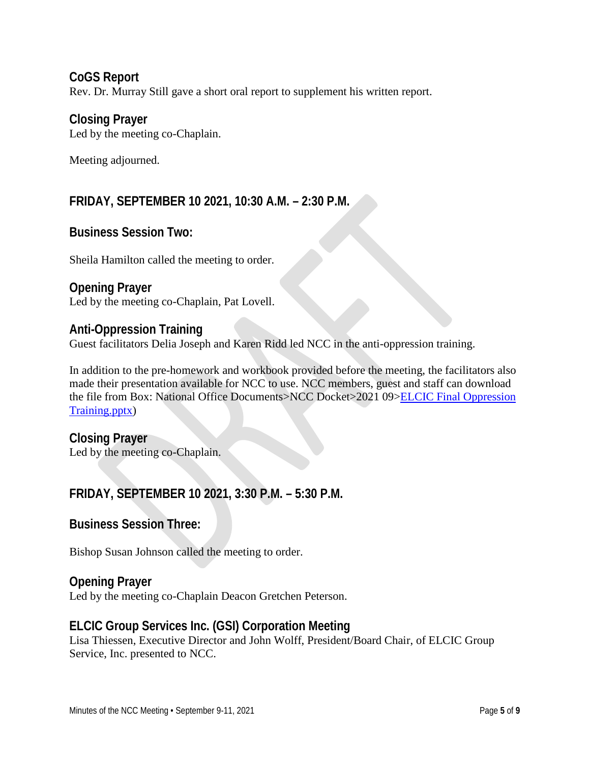## CoGS Report

Rev. Dr. Murray Still gave a short oral report to supplement his written report.

## Closing Prayer

Led by the meeting co-Chaplain.

Meeting adjourned.

## FRIDAY, SEPTEMBER 10 2021, 10:30 A.M. – 2:30 P.M.

## Business Session Two:

Sheila Hamilton called the meeting to order.

## Opening Prayer

Led by the meeting co-Chaplain, Pat Lovell.

## Anti-Oppression Training

Guest facilitators Delia Joseph and Karen Ridd led NCC in the anti-oppression training.

In addition to the pre-homework and workbook provided before the meeting, the facilitators also made their presentation available for NCC to use. NCC members, guest and staff can download the file from Box: National Office Documents>NCC Docket>2021 09>ELCIC Final Oppression Training.pptx)

## Closing Prayer

Led by the meeting co-Chaplain.

## FRIDAY, SEPTEMBER 10 2021, 3:30 P.M. – 5:30 P.M.

## Business Session Three:

Bishop Susan Johnson called the meeting to order.

## Opening Prayer

Led by the meeting co-Chaplain Deacon Gretchen Peterson.

## ELCIC Group Services Inc. (GSI) Corporation Meeting

Lisa Thiessen, Executive Director and John Wolff, President/Board Chair, of ELCIC Group Service, Inc. presented to NCC.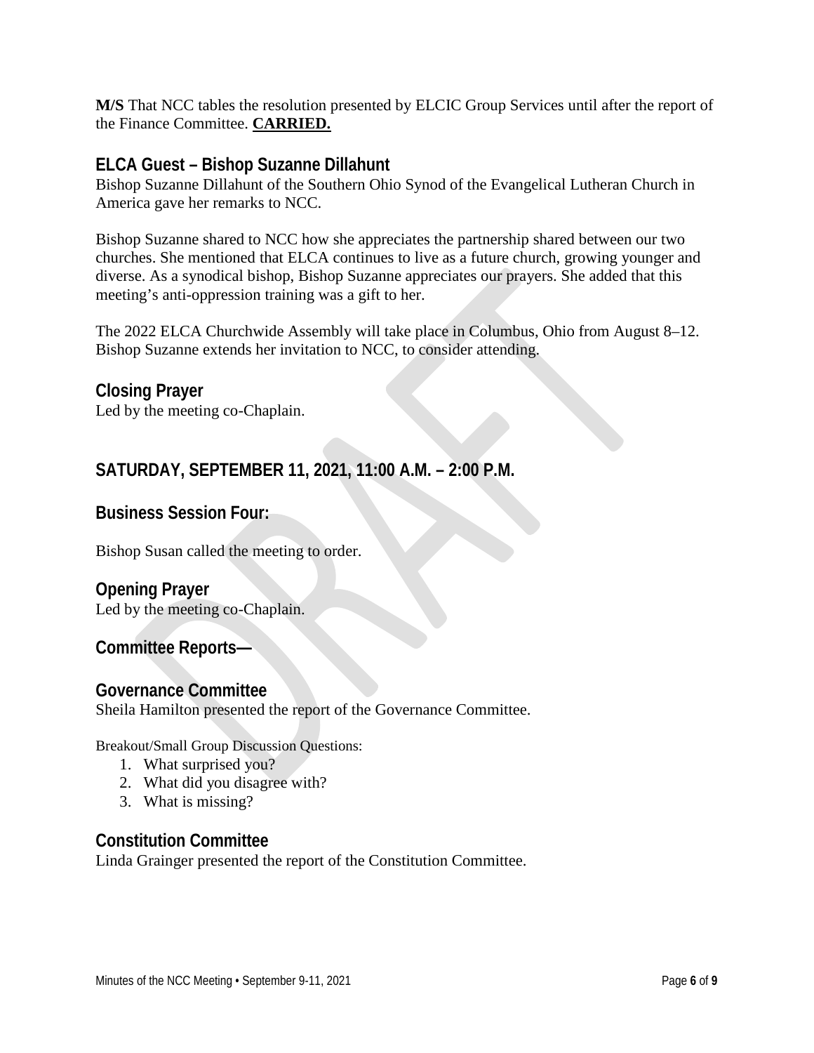**M/S** That NCC tables the resolution presented by ELCIC Group Services until after the report of the Finance Committee. **CARRIED.**

## ELCA Guest – Bishop Suzanne Dillahunt

Bishop Suzanne Dillahunt of the Southern Ohio Synod of the Evangelical Lutheran Church in America gave her remarks to NCC.

Bishop Suzanne shared to NCC how she appreciates the partnership shared between our two churches. She mentioned that ELCA continues to live as a future church, growing younger and diverse. As a synodical bishop, Bishop Suzanne appreciates our prayers. She added that this meeting's anti-oppression training was a gift to her.

The 2022 ELCA Churchwide Assembly will take place in Columbus, Ohio from August 8–12. Bishop Suzanne extends her invitation to NCC, to consider attending.

## Closing Prayer

Led by the meeting co-Chaplain.

## SATURDAY, SEPTEMBER 11, 2021, 11:00 A.M. – 2:00 P.M.

## Business Session Four:

Bishop Susan called the meeting to order.

## Opening Prayer

Led by the meeting co-Chaplain.

## Committee Reports—

## Governance Committee

Sheila Hamilton presented the report of the Governance Committee.

Breakout/Small Group Discussion Questions:

1. What surprised you?
2. What did you disagree with?
3. What is missing?

## Constitution Committee

Linda Grainger presented the report of the Constitution Committee.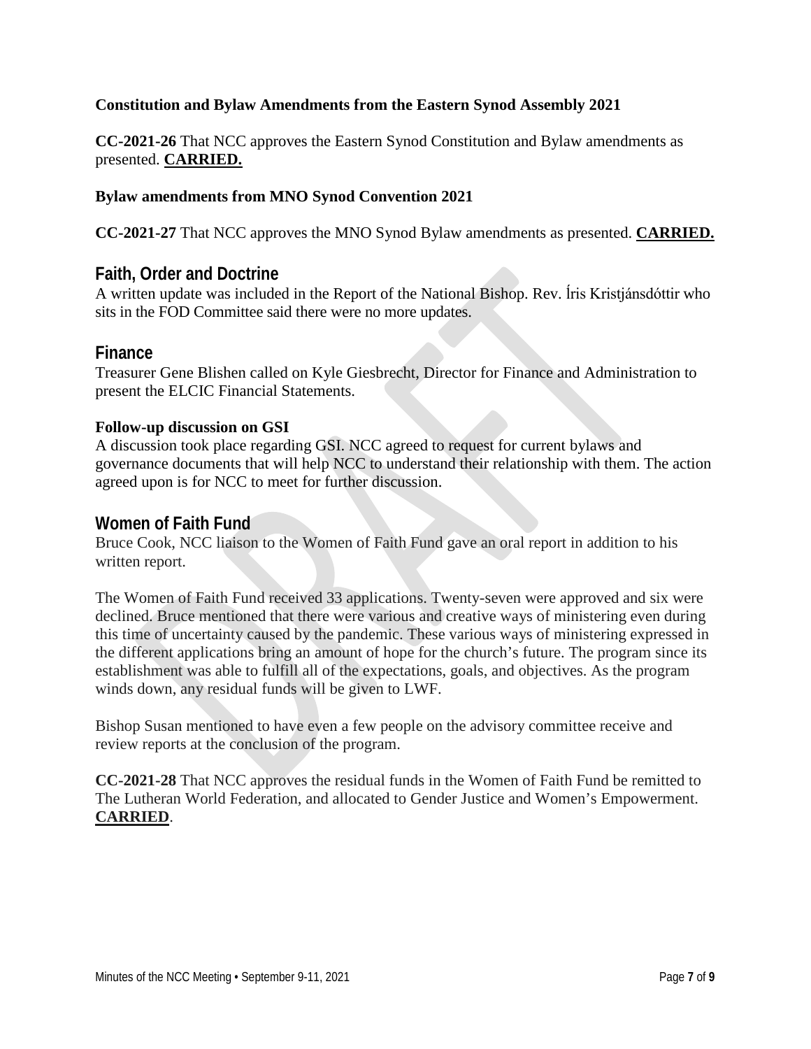**Constitution and Bylaw Amendments from the Eastern Synod Assembly 2021**

**CC-2021-26** That NCC approves the Eastern Synod Constitution and Bylaw amendments as presented. **CARRIED.**

**Bylaw amendments from MNO Synod Convention 2021**

**CC-2021-27** That NCC approves the MNO Synod Bylaw amendments as presented. **CARRIED.**

## Faith, Order and Doctrine

A written update was included in the Report of the National Bishop. Rev. Íris Kristjánsdóttir who sits in the FOD Committee said there were no more updates.

## Finance

Treasurer Gene Blishen called on Kyle Giesbrecht, Director for Finance and Administration to present the ELCIC Financial Statements.

**Follow-up discussion on GSI**

A discussion took place regarding GSI. NCC agreed to request for current bylaws and governance documents that will help NCC to understand their relationship with them. The action agreed upon is for NCC to meet for further discussion.

## Women of Faith Fund

Bruce Cook, NCC liaison to the Women of Faith Fund gave an oral report in addition to his written report.

The Women of Faith Fund received 33 applications. Twenty-seven were approved and six were declined. Bruce mentioned that there were various and creative ways of ministering even during this time of uncertainty caused by the pandemic. These various ways of ministering expressed in the different applications bring an amount of hope for the church's future. The program since its establishment was able to fulfill all of the expectations, goals, and objectives. As the program winds down, any residual funds will be given to LWF.

Bishop Susan mentioned to have even a few people on the advisory committee receive and review reports at the conclusion of the program.

**CC-2021-28** That NCC approves the residual funds in the Women of Faith Fund be remitted to The Lutheran World Federation, and allocated to Gender Justice and Women's Empowerment. **CARRIED**.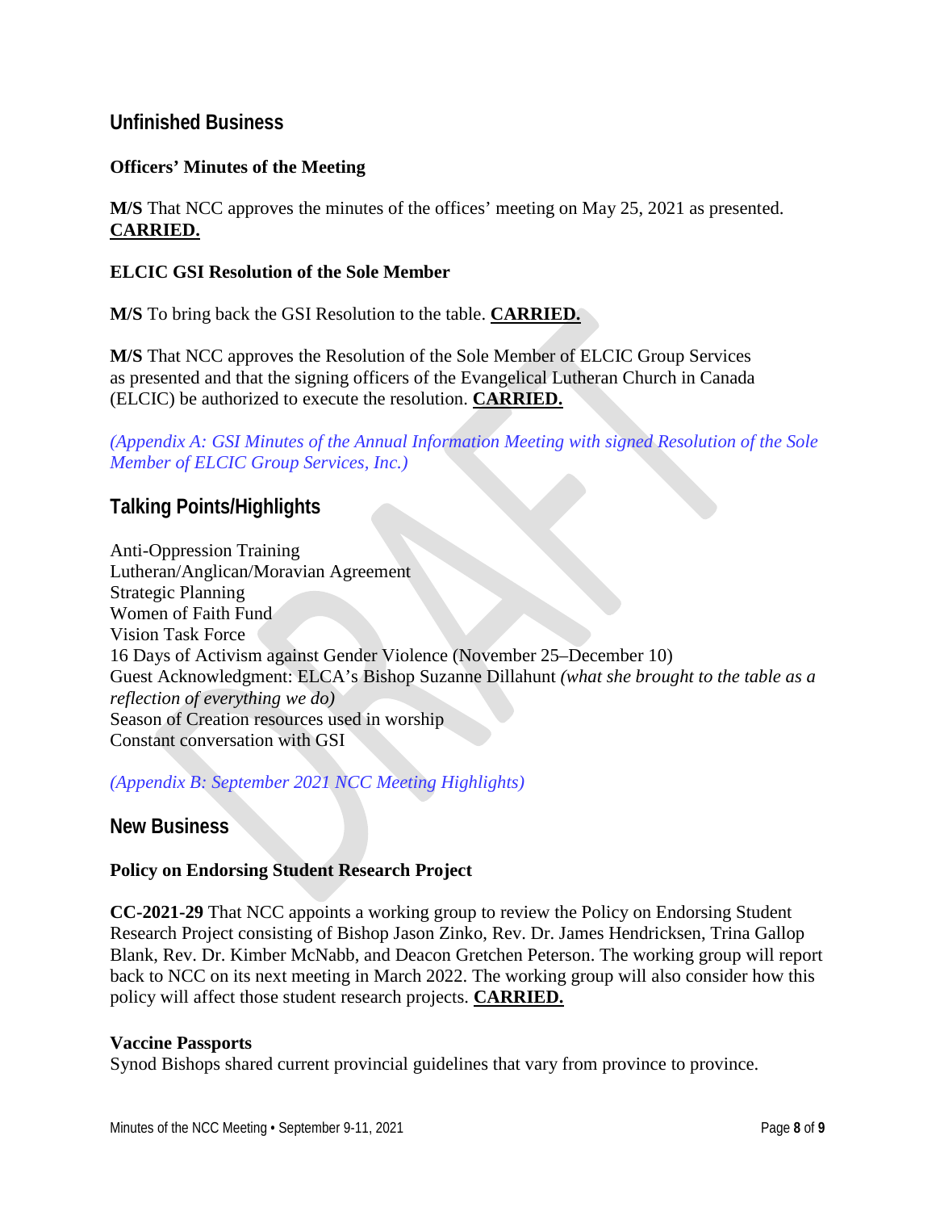## Unfinished Business

**Officers' Minutes of the Meeting**

**M/S** That NCC approves the minutes of the offices' meeting on May 25, 2021 as presented. **CARRIED.**

**ELCIC GSI Resolution of the Sole Member**

**M/S** To bring back the GSI Resolution to the table. **CARRIED.**

**M/S** That NCC approves the Resolution of the Sole Member of ELCIC Group Services as presented and that the signing officers of the Evangelical Lutheran Church in Canada (ELCIC) be authorized to execute the resolution. **CARRIED.**

*(Appendix A: GSI Minutes of the Annual Information Meeting with signed Resolution of the Sole Member of ELCIC Group Services, Inc.)*

## Talking Points/Highlights

Anti-Oppression Training
Lutheran/Anglican/Moravian Agreement
Strategic Planning
Women of Faith Fund
Vision Task Force
16 Days of Activism against Gender Violence (November 25–December 10)
Guest Acknowledgment: ELCA's Bishop Suzanne Dillahunt *(what she brought to the table as a reflection of everything we do)*
Season of Creation resources used in worship
Constant conversation with GSI

*(Appendix B: September 2021 NCC Meeting Highlights)*

## New Business

**Policy on Endorsing Student Research Project**

**CC-2021-29** That NCC appoints a working group to review the Policy on Endorsing Student Research Project consisting of Bishop Jason Zinko, Rev. Dr. James Hendricksen, Trina Gallop Blank, Rev. Dr. Kimber McNabb, and Deacon Gretchen Peterson. The working group will report back to NCC on its next meeting in March 2022. The working group will also consider how this policy will affect those student research projects. **CARRIED.**

**Vaccine Passports**
Synod Bishops shared current provincial guidelines that vary from province to province.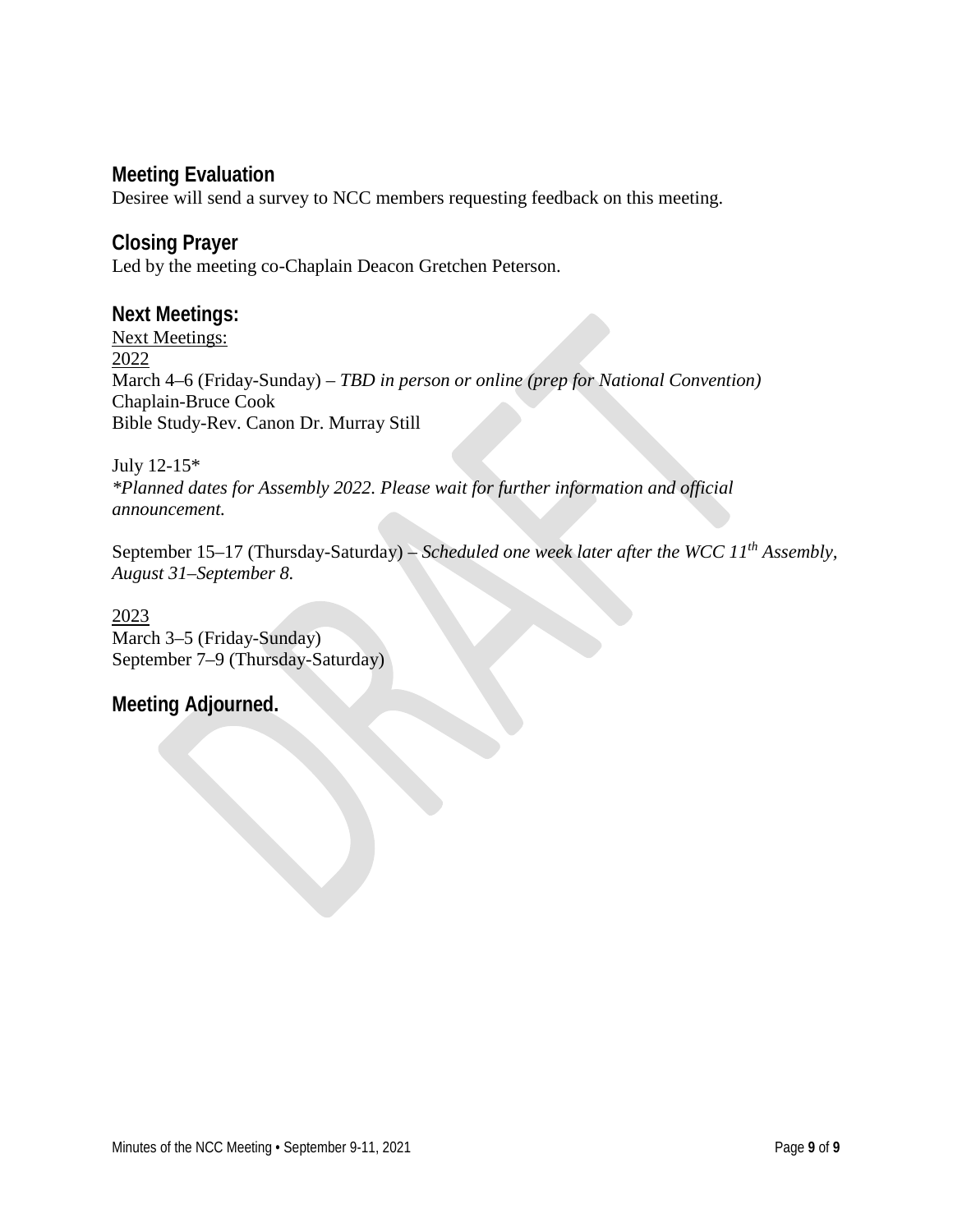## Meeting Evaluation

Desiree will send a survey to NCC members requesting feedback on this meeting.

## Closing Prayer

Led by the meeting co-Chaplain Deacon Gretchen Peterson.

## Next Meetings:

<u>Next Meetings:</u>
<u>2022</u>
March 4–6 (Friday-Sunday) – *TBD in person or online (prep for National Convention)*
Chaplain-Bruce Cook
Bible Study-Rev. Canon Dr. Murray Still

July 12-15*
*\*Planned dates for Assembly 2022. Please wait for further information and official announcement.*

September 15–17 (Thursday-Saturday) – *Scheduled one week later after the WCC 11th Assembly, August 31–September 8.*

<u>2023</u>
March 3–5 (Friday-Sunday)
September 7–9 (Thursday-Saturday)

## Meeting Adjourned.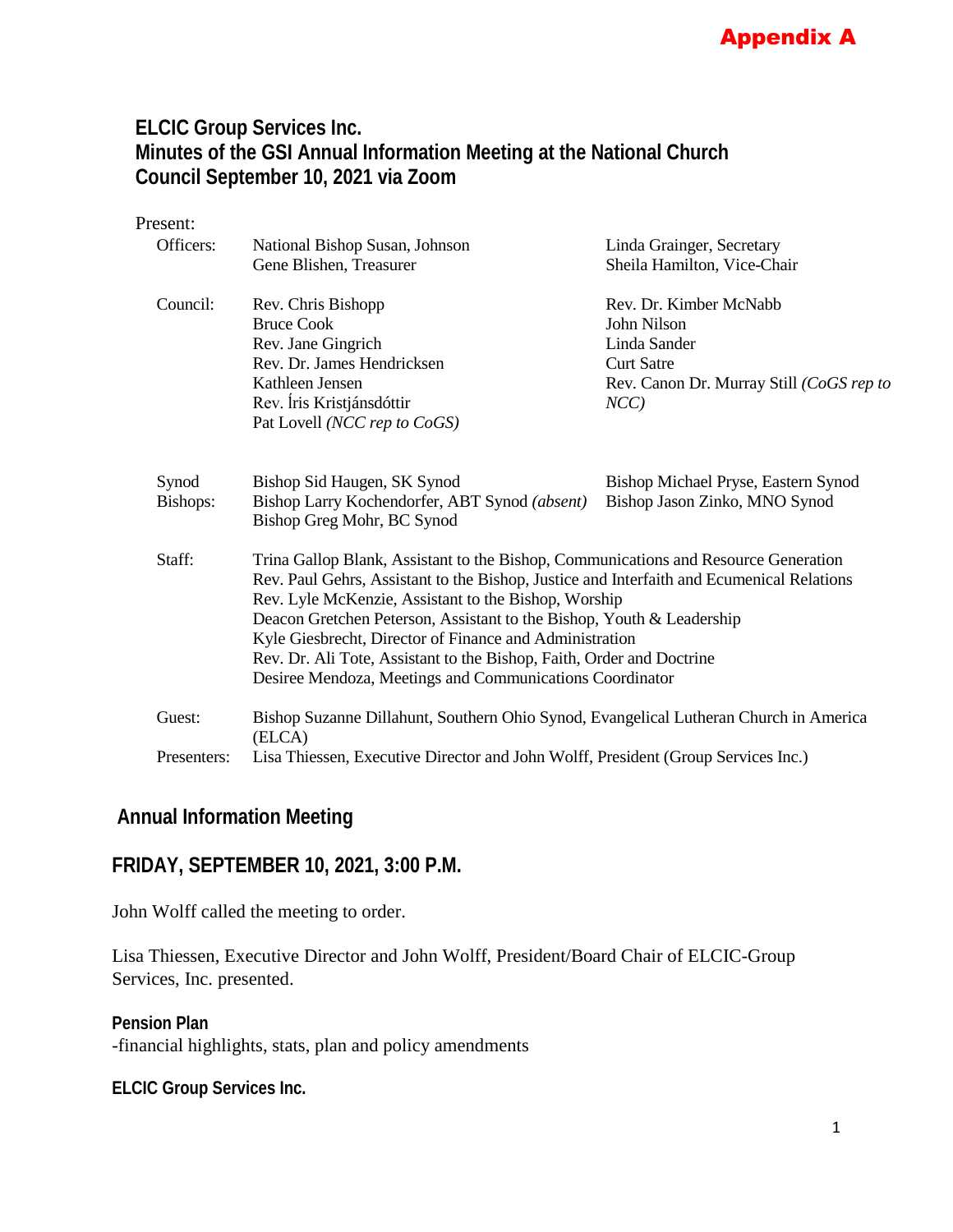**Appendix A**

## ELCIC Group Services Inc.
## Minutes of the GSI Annual Information Meeting at the National Church Council September 10, 2021 via Zoom

Present:

| | | |
|---|---|---|
| Officers: | National Bishop Susan, Johnson<br>Gene Blishen, Treasurer | Linda Grainger, Secretary<br>Sheila Hamilton, Vice-Chair |
| Council: | Rev. Chris Bishopp<br>Bruce Cook<br>Rev. Jane Gingrich<br>Rev. Dr. James Hendricksen<br>Kathleen Jensen<br>Rev. Íris Kristjánsdóttir<br>Pat Lovell *(NCC rep to CoGS)* | Rev. Dr. Kimber McNabb<br>John Nilson<br>Linda Sander<br>Curt Satre<br>Rev. Canon Dr. Murray Still *(CoGS rep to NCC)* |
| Synod Bishops: | Bishop Sid Haugen, SK Synod<br>Bishop Larry Kochendorfer, ABT Synod *(absent)*<br>Bishop Greg Mohr, BC Synod | Bishop Michael Pryse, Eastern Synod<br>Bishop Jason Zinko, MNO Synod |
| Staff: | Trina Gallop Blank, Assistant to the Bishop, Communications and Resource Generation<br>Rev. Paul Gehrs, Assistant to the Bishop, Justice and Interfaith and Ecumenical Relations<br>Rev. Lyle McKenzie, Assistant to the Bishop, Worship<br>Deacon Gretchen Peterson, Assistant to the Bishop, Youth & Leadership<br>Kyle Giesbrecht, Director of Finance and Administration<br>Rev. Dr. Ali Tote, Assistant to the Bishop, Faith, Order and Doctrine<br>Desiree Mendoza, Meetings and Communications Coordinator | |
| Guest: | Bishop Suzanne Dillahunt, Southern Ohio Synod, Evangelical Lutheran Church in America (ELCA) | |
| Presenters: | Lisa Thiessen, Executive Director and John Wolff, President (Group Services Inc.) | |

## Annual Information Meeting

## FRIDAY, SEPTEMBER 10, 2021, 3:00 P.M.

John Wolff called the meeting to order.

Lisa Thiessen, Executive Director and John Wolff, President/Board Chair of ELCIC-Group Services, Inc. presented.

**Pension Plan**
-financial highlights, stats, plan and policy amendments

**ELCIC Group Services Inc.**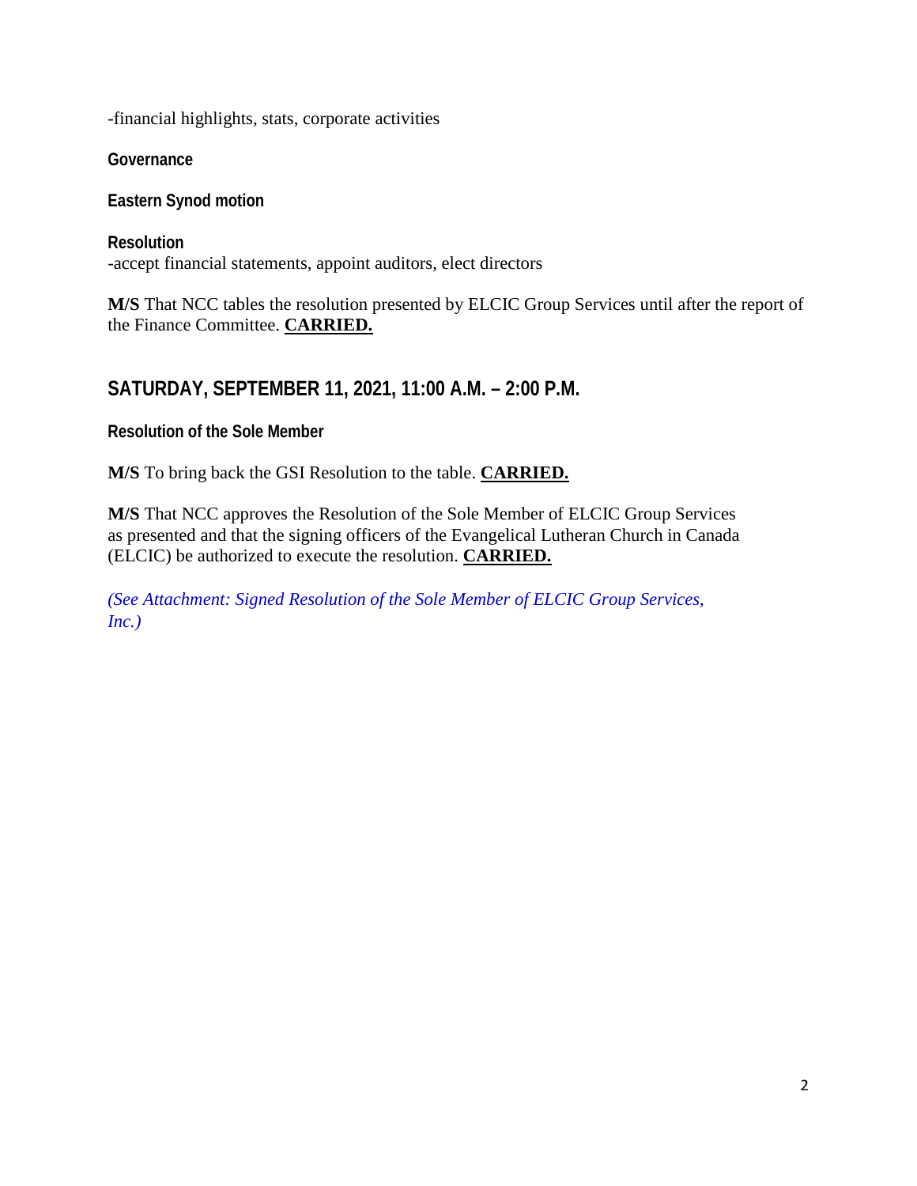-financial highlights, stats, corporate activities

**Governance**

**Eastern Synod motion**

**Resolution**
-accept financial statements, appoint auditors, elect directors

**M/S** That NCC tables the resolution presented by ELCIC Group Services until after the report of the Finance Committee. **CARRIED.**

## SATURDAY, SEPTEMBER 11, 2021, 11:00 A.M. – 2:00 P.M.

**Resolution of the Sole Member**

**M/S** To bring back the GSI Resolution to the table. **CARRIED.**

**M/S** That NCC approves the Resolution of the Sole Member of ELCIC Group Services as presented and that the signing officers of the Evangelical Lutheran Church in Canada (ELCIC) be authorized to execute the resolution. **CARRIED.**

*(See Attachment: Signed Resolution of the Sole Member of ELCIC Group Services, Inc.)*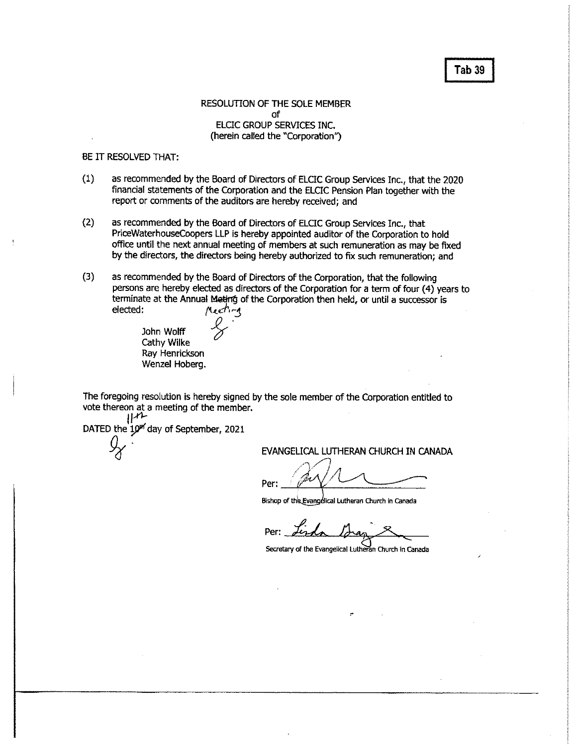Tab 39

RESOLUTION OF THE SOLE MEMBER
of
ELCIC GROUP SERVICES INC.
(herein called the "Corporation")

BE IT RESOLVED THAT:

(1) as recommended by the Board of Directors of ELCIC Group Services Inc., that the 2020 financial statements of the Corporation and the ELCIC Pension Plan together with the report or comments of the auditors are hereby received; and

(2) as recommended by the Board of Directors of ELCIC Group Services Inc., that PriceWaterhouseCoopers LLP is hereby appointed auditor of the Corporation to hold office until the next annual meeting of members at such remuneration as may be fixed by the directors, the directors being hereby authorized to fix such remuneration; and

(3) as recommended by the Board of Directors of the Corporation, that the following persons are hereby elected as directors of the Corporation for a term of four (4) years to terminate at the Annual ~~Meting~~ Meeting of the Corporation then held, or until a successor is elected:

John Wolff
Cathy Wilke
Ray Henrickson
Wenzel Hoberg.

The foregoing resolution is hereby signed by the sole member of the Corporation entitled to vote thereon at a meeting of the member.

DATED the ~~10th~~ 11th day of September, 2021

EVANGELICAL LUTHERAN CHURCH IN CANADA

Per: ______________________
Bishop of the Evangelical Lutheran Church in Canada

Per: ______________________
Secretary of the Evangelical Lutheran Church in Canada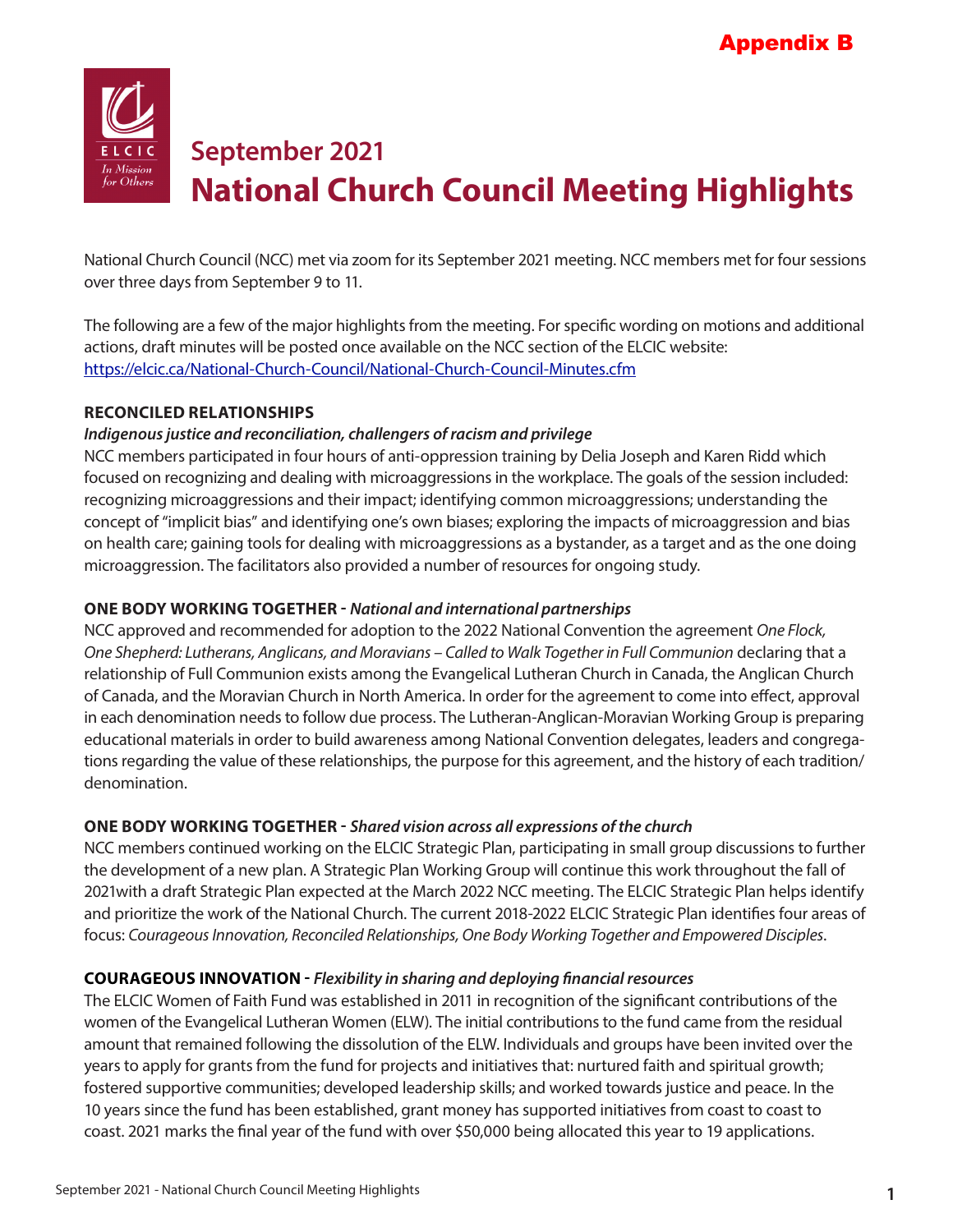Appendix B

ELCIC *In Mission for Others*

# September 2021
# National Church Council Meeting Highlights

National Church Council (NCC) met via zoom for its September 2021 meeting. NCC members met for four sessions over three days from September 9 to 11.

The following are a few of the major highlights from the meeting. For specific wording on motions and additional actions, draft minutes will be posted once available on the NCC section of the ELCIC website: https://elcic.ca/National-Church-Council/National-Church-Council-Minutes.cfm

**RECONCILED RELATIONSHIPS**

***Indigenous justice and reconciliation, challengers of racism and privilege***

NCC members participated in four hours of anti-oppression training by Delia Joseph and Karen Ridd which focused on recognizing and dealing with microaggressions in the workplace. The goals of the session included: recognizing microaggressions and their impact; identifying common microaggressions; understanding the concept of "implicit bias" and identifying one's own biases; exploring the impacts of microaggression and bias on health care; gaining tools for dealing with microaggressions as a bystander, as a target and as the one doing microaggression. The facilitators also provided a number of resources for ongoing study.

**ONE BODY WORKING TOGETHER -** ***National and international partnerships***

NCC approved and recommended for adoption to the 2022 National Convention the agreement *One Flock, One Shepherd: Lutherans, Anglicans, and Moravians – Called to Walk Together in Full Communion* declaring that a relationship of Full Communion exists among the Evangelical Lutheran Church in Canada, the Anglican Church of Canada, and the Moravian Church in North America. In order for the agreement to come into effect, approval in each denomination needs to follow due process. The Lutheran-Anglican-Moravian Working Group is preparing educational materials in order to build awareness among National Convention delegates, leaders and congregations regarding the value of these relationships, the purpose for this agreement, and the history of each tradition/ denomination.

**ONE BODY WORKING TOGETHER -** ***Shared vision across all expressions of the church***

NCC members continued working on the ELCIC Strategic Plan, participating in small group discussions to further the development of a new plan. A Strategic Plan Working Group will continue this work throughout the fall of 2021with a draft Strategic Plan expected at the March 2022 NCC meeting. The ELCIC Strategic Plan helps identify and prioritize the work of the National Church. The current 2018-2022 ELCIC Strategic Plan identifies four areas of focus: *Courageous Innovation, Reconciled Relationships, One Body Working Together and Empowered Disciples*.

**COURAGEOUS INNOVATION -** ***Flexibility in sharing and deploying financial resources***

The ELCIC Women of Faith Fund was established in 2011 in recognition of the significant contributions of the women of the Evangelical Lutheran Women (ELW). The initial contributions to the fund came from the residual amount that remained following the dissolution of the ELW. Individuals and groups have been invited over the years to apply for grants from the fund for projects and initiatives that: nurtured faith and spiritual growth; fostered supportive communities; developed leadership skills; and worked towards justice and peace. In the 10 years since the fund has been established, grant money has supported initiatives from coast to coast to coast. 2021 marks the final year of the fund with over $50,000 being allocated this year to 19 applications.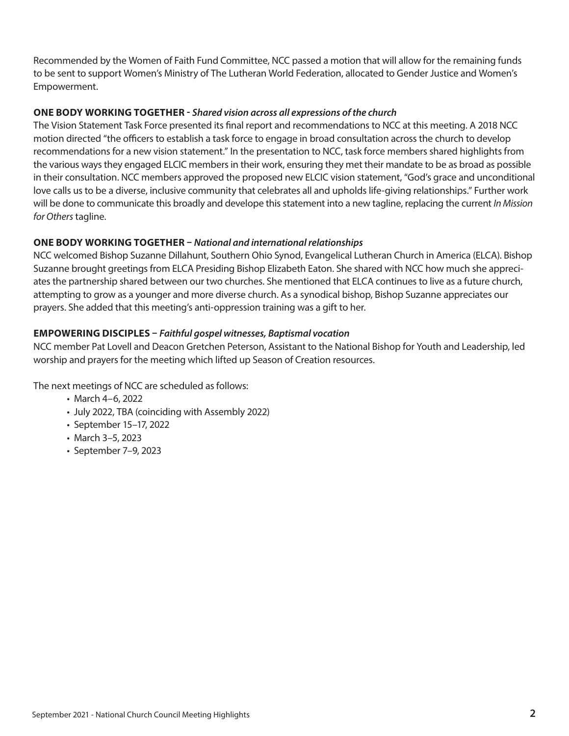Recommended by the Women of Faith Fund Committee, NCC passed a motion that will allow for the remaining funds to be sent to support Women's Ministry of The Lutheran World Federation, allocated to Gender Justice and Women's Empowerment.

**ONE BODY WORKING TOGETHER -** ***Shared vision across all expressions of the church***

The Vision Statement Task Force presented its final report and recommendations to NCC at this meeting. A 2018 NCC motion directed "the officers to establish a task force to engage in broad consultation across the church to develop recommendations for a new vision statement." In the presentation to NCC, task force members shared highlights from the various ways they engaged ELCIC members in their work, ensuring they met their mandate to be as broad as possible in their consultation. NCC members approved the proposed new ELCIC vision statement, "God's grace and unconditional love calls us to be a diverse, inclusive community that celebrates all and upholds life-giving relationships." Further work will be done to communicate this broadly and develope this statement into a new tagline, replacing the current *In Mission for Others* tagline.

**ONE BODY WORKING TOGETHER –** ***National and international relationships***

NCC welcomed Bishop Suzanne Dillahunt, Southern Ohio Synod, Evangelical Lutheran Church in America (ELCA). Bishop Suzanne brought greetings from ELCA Presiding Bishop Elizabeth Eaton. She shared with NCC how much she appreciates the partnership shared between our two churches. She mentioned that ELCA continues to live as a future church, attempting to grow as a younger and more diverse church. As a synodical bishop, Bishop Suzanne appreciates our prayers. She added that this meeting's anti-oppression training was a gift to her.

**EMPOWERING DISCIPLES –** ***Faithful gospel witnesses, Baptismal vocation***

NCC member Pat Lovell and Deacon Gretchen Peterson, Assistant to the National Bishop for Youth and Leadership, led worship and prayers for the meeting which lifted up Season of Creation resources.

The next meetings of NCC are scheduled as follows:

- March 4–6, 2022
- July 2022, TBA (coinciding with Assembly 2022)
- September 15–17, 2022
- March 3–5, 2023
- September 7–9, 2023